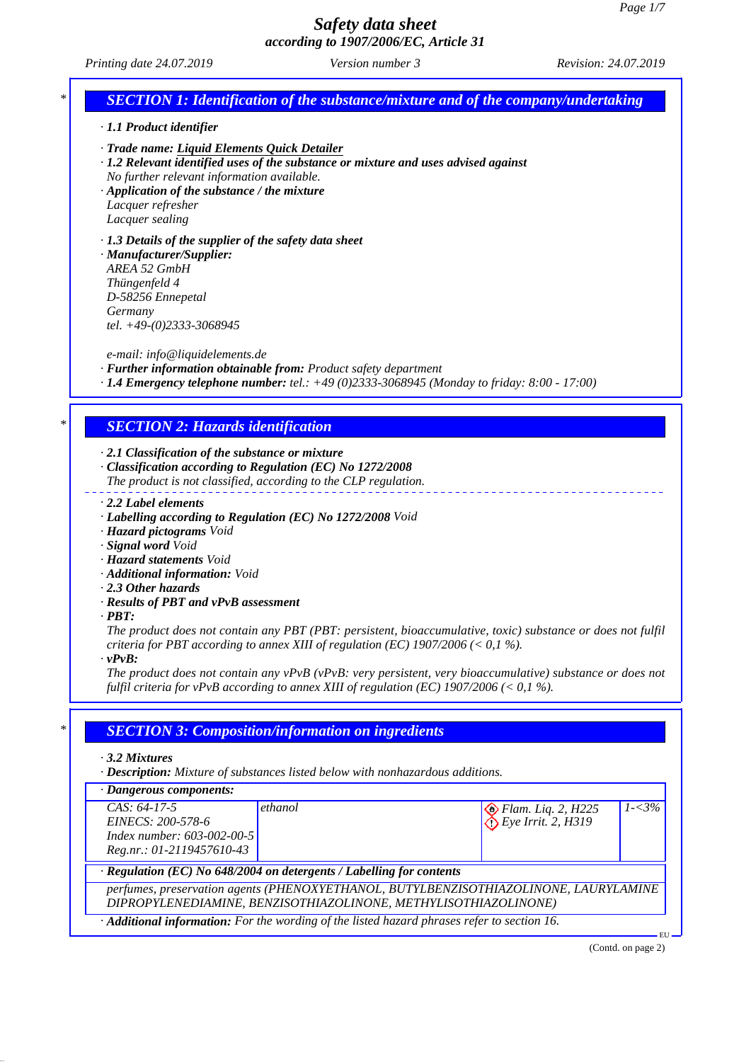# Safety data sheet
## according to 1907/2006/EC, Article 31

Printing date 24.07.2019 | Version number 3 | Revision: 24.07.2019

## SECTION 1: Identification of the substance/mixture and of the company/undertaking

· **1.1 Product identifier**

· **Trade name: Liquid Elements Quick Detailer**

· **1.2 Relevant identified uses of the substance or mixture and uses advised against**
No further relevant information available.

· **Application of the substance / the mixture**
Lacquer refresher
Lacquer sealing

· **1.3 Details of the supplier of the safety data sheet**

· **Manufacturer/Supplier:**
AREA 52 GmbH
Thüngenfeld 4
D-58256 Ennepetal
Germany
tel. +49-(0)2333-3068945

e-mail: info@liquidelements.de

· **Further information obtainable from:** Product safety department

· **1.4 Emergency telephone number:** tel.: +49 (0)2333-3068945 (Monday to friday: 8:00 - 17:00)

## SECTION 2: Hazards identification

· **2.1 Classification of the substance or mixture**

· **Classification according to Regulation (EC) No 1272/2008**
The product is not classified, according to the CLP regulation.

· **2.2 Label elements**

· **Labelling according to Regulation (EC) No 1272/2008** Void

· **Hazard pictograms** Void

· **Signal word** Void

· **Hazard statements** Void

· **Additional information:** Void

· **2.3 Other hazards**

· **Results of PBT and vPvB assessment**

· **PBT:**
The product does not contain any PBT (PBT: persistent, bioaccumulative, toxic) substance or does not fulfil criteria for PBT according to annex XIII of regulation (EC) 1907/2006 (< 0,1 %).

· **vPvB:**
The product does not contain any vPvB (vPvB: very persistent, very bioaccumulative) substance or does not fulfil criteria for vPvB according to annex XIII of regulation (EC) 1907/2006 (< 0,1 %).

## SECTION 3: Composition/information on ingredients

· **3.2 Mixtures**

· **Description:** Mixture of substances listed below with nonhazardous additions.

· **Dangerous components:**

| Identifiers | Name | Classification | Concentration |
|---|---|---|---|
| CAS: 64-17-5<br>EINECS: 200-578-6<br>Index number: 603-002-00-5<br>Reg.nr.: 01-2119457610-43 | ethanol | Flam. Liq. 2, H225<br>Eye Irrit. 2, H319 | 1-<3% |

· **Regulation (EC) No 648/2004 on detergents / Labelling for contents**

perfumes, preservation agents (PHENOXYETHANOL, BUTYLBENZISOTHIAZOLINONE, LAURYLAMINE DIPROPYLENEDIAMINE, BENZISOTHIAZOLINONE, METHYLISOTHIAZOLINONE)

· **Additional information:** For the wording of the listed hazard phrases refer to section 16.

(Contd. on page 2)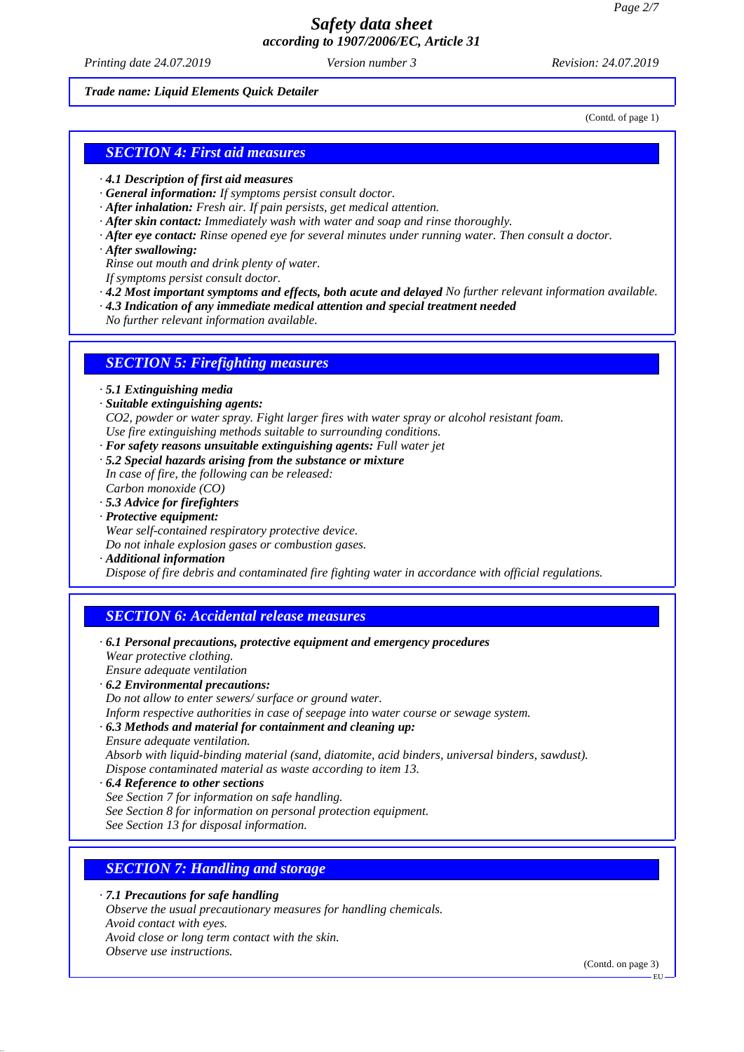**Trade name: Liquid Elements Quick Detailer**

(Contd. of page 1)

## SECTION 4: First aid measures

- **4.1 Description of first aid measures**
- **General information:** If symptoms persist consult doctor.
- **After inhalation:** Fresh air. If pain persists, get medical attention.
- **After skin contact:** Immediately wash with water and soap and rinse thoroughly.
- **After eye contact:** Rinse opened eye for several minutes under running water. Then consult a doctor.
- **After swallowing:**
  Rinse out mouth and drink plenty of water.
  If symptoms persist consult doctor.
- **4.2 Most important symptoms and effects, both acute and delayed** No further relevant information available.
- **4.3 Indication of any immediate medical attention and special treatment needed**
  No further relevant information available.

## SECTION 5: Firefighting measures

- **5.1 Extinguishing media**
- **Suitable extinguishing agents:**
  $CO_2$, powder or water spray. Fight larger fires with water spray or alcohol resistant foam.
  Use fire extinguishing methods suitable to surrounding conditions.
- **For safety reasons unsuitable extinguishing agents:** Full water jet
- **5.2 Special hazards arising from the substance or mixture**
  In case of fire, the following can be released:
  Carbon monoxide (CO)
- **5.3 Advice for firefighters**
- **Protective equipment:**
  Wear self-contained respiratory protective device.
  Do not inhale explosion gases or combustion gases.
- **Additional information**
  Dispose of fire debris and contaminated fire fighting water in accordance with official regulations.

## SECTION 6: Accidental release measures

- **6.1 Personal precautions, protective equipment and emergency procedures**
  Wear protective clothing.
  Ensure adequate ventilation
- **6.2 Environmental precautions:**
  Do not allow to enter sewers/ surface or ground water.
  Inform respective authorities in case of seepage into water course or sewage system.
- **6.3 Methods and material for containment and cleaning up:**
  Ensure adequate ventilation.
  Absorb with liquid-binding material (sand, diatomite, acid binders, universal binders, sawdust).
  Dispose contaminated material as waste according to item 13.
- **6.4 Reference to other sections**
  See Section 7 for information on safe handling.
  See Section 8 for information on personal protection equipment.
  See Section 13 for disposal information.

## SECTION 7: Handling and storage

- **7.1 Precautions for safe handling**
  Observe the usual precautionary measures for handling chemicals.
  Avoid contact with eyes.
  Avoid close or long term contact with the skin.
  Observe use instructions.

(Contd. on page 3)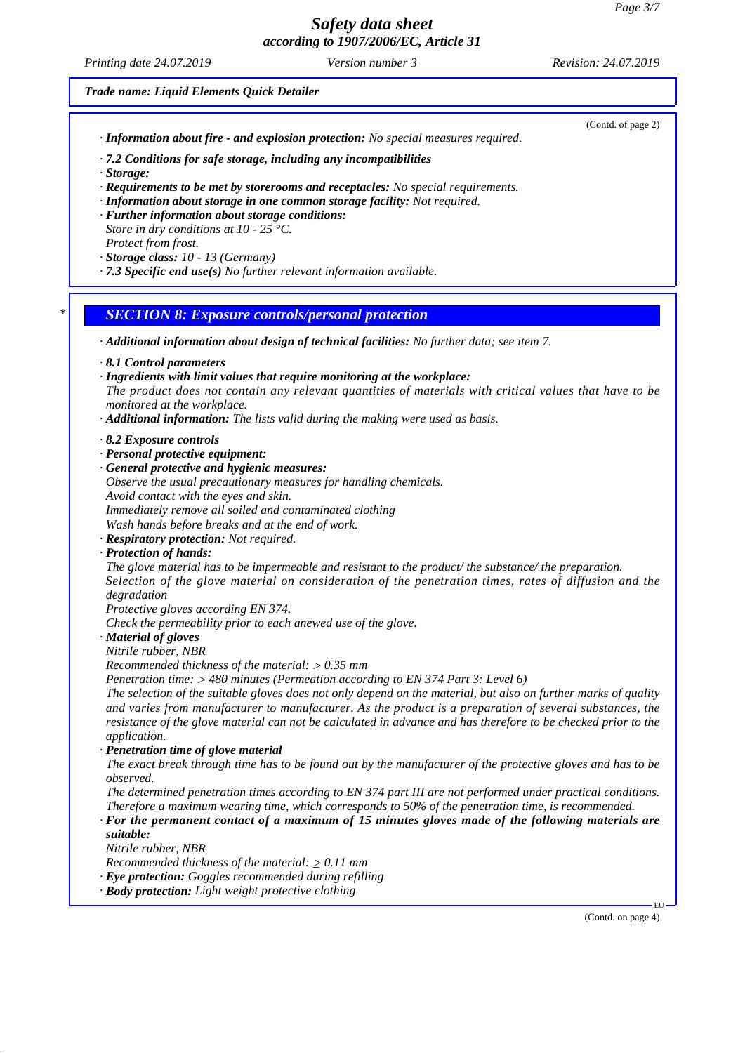Trade name: Liquid Elements Quick Detailer

(Contd. of page 2)

· ***Information about fire - and explosion protection:*** *No special measures required.*

· ***7.2 Conditions for safe storage, including any incompatibilities***
· ***Storage:***
· ***Requirements to be met by storerooms and receptacles:*** *No special requirements.*
· ***Information about storage in one common storage facility:*** *Not required.*
· ***Further information about storage conditions:***
*Store in dry conditions at 10 - 25 °C.*
*Protect from frost.*
· ***Storage class:*** *10 - 13 (Germany)*
· ***7.3 Specific end use(s)*** *No further relevant information available.*

## * SECTION 8: Exposure controls/personal protection

· ***Additional information about design of technical facilities:*** *No further data; see item 7.*

· ***8.1 Control parameters***
· ***Ingredients with limit values that require monitoring at the workplace:***
*The product does not contain any relevant quantities of materials with critical values that have to be monitored at the workplace.*
· ***Additional information:*** *The lists valid during the making were used as basis.*

· ***8.2 Exposure controls***
· ***Personal protective equipment:***
· ***General protective and hygienic measures:***
*Observe the usual precautionary measures for handling chemicals.*
*Avoid contact with the eyes and skin.*
*Immediately remove all soiled and contaminated clothing*
*Wash hands before breaks and at the end of work.*
· ***Respiratory protection:*** *Not required.*
· ***Protection of hands:***
*The glove material has to be impermeable and resistant to the product/ the substance/ the preparation.*
*Selection of the glove material on consideration of the penetration times, rates of diffusion and the degradation*
*Protective gloves according EN 374.*
*Check the permeability prior to each anewed use of the glove.*
· ***Material of gloves***
*Nitrile rubber, NBR*
*Recommended thickness of the material: ≥ 0.35 mm*
*Penetration time: ≥ 480 minutes (Permeation according to EN 374 Part 3: Level 6)*
*The selection of the suitable gloves does not only depend on the material, but also on further marks of quality and varies from manufacturer to manufacturer. As the product is a preparation of several substances, the resistance of the glove material can not be calculated in advance and has therefore to be checked prior to the application.*
· ***Penetration time of glove material***
*The exact break through time has to be found out by the manufacturer of the protective gloves and has to be observed.*
*The determined penetration times according to EN 374 part III are not performed under practical conditions. Therefore a maximum wearing time, which corresponds to 50% of the penetration time, is recommended.*
· ***For the permanent contact of a maximum of 15 minutes gloves made of the following materials are suitable:***
*Nitrile rubber, NBR*
*Recommended thickness of the material: ≥ 0.11 mm*
· ***Eye protection:*** *Goggles recommended during refilling*
· ***Body protection:*** *Light weight protective clothing*

(Contd. on page 4)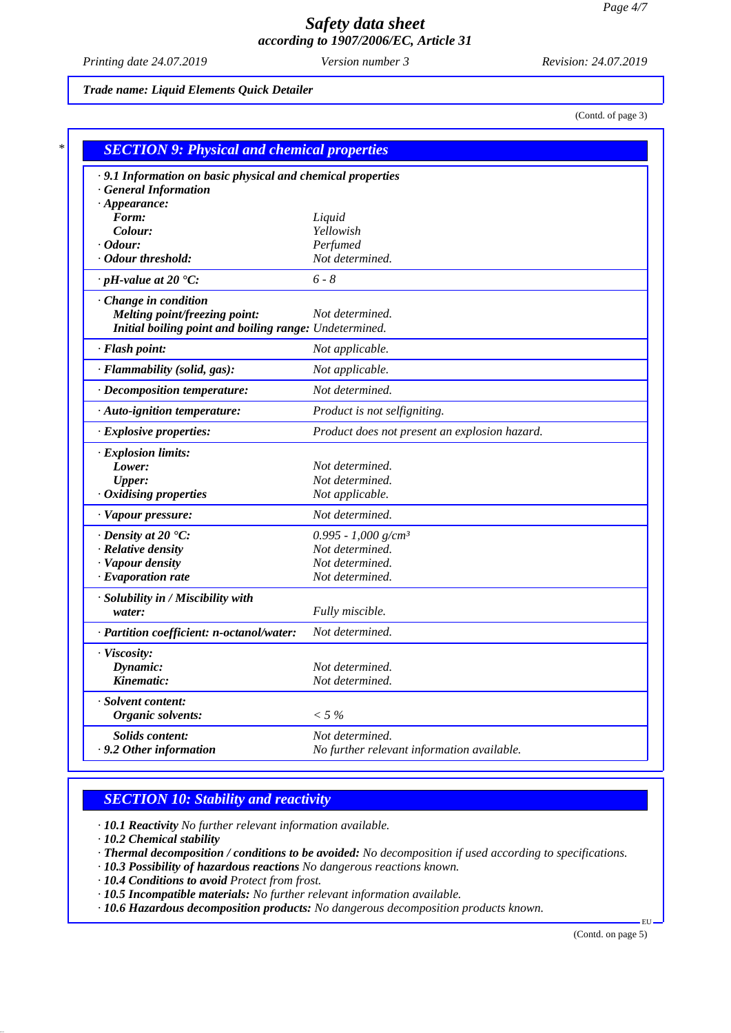*Trade name: Liquid Elements Quick Detailer*

(Contd. of page 3)

## SECTION 9: Physical and chemical properties

| | |
|---|---|
| **· 9.1 Information on basic physical and chemical properties** | |
| **· General Information** | |
| **· Appearance:** | |
| **Form:** | Liquid |
| **Colour:** | Yellowish |
| **· Odour:** | Perfumed |
| **· Odour threshold:** | Not determined. |
| **· pH-value at 20 °C:** | 6 - 8 |
| **· Change in condition** | |
| **Melting point/freezing point:** | Not determined. |
| **Initial boiling point and boiling range:** | Undetermined. |
| **· Flash point:** | Not applicable. |
| **· Flammability (solid, gas):** | Not applicable. |
| **· Decomposition temperature:** | Not determined. |
| **· Auto-ignition temperature:** | Product is not selfigniting. |
| **· Explosive properties:** | Product does not present an explosion hazard. |
| **· Explosion limits:** | |
| **Lower:** | Not determined. |
| **Upper:** | Not determined. |
| **· Oxidising properties** | Not applicable. |
| **· Vapour pressure:** | Not determined. |
| **· Density at 20 °C:** | 0.995 - 1,000 g/cm³ |
| **· Relative density** | Not determined. |
| **· Vapour density** | Not determined. |
| **· Evaporation rate** | Not determined. |
| **· Solubility in / Miscibility with** | |
| **water:** | Fully miscible. |
| **· Partition coefficient: n-octanol/water:** | Not determined. |
| **· Viscosity:** | |
| **Dynamic:** | Not determined. |
| **Kinematic:** | Not determined. |
| **· Solvent content:** | |
| **Organic solvents:** | < 5 % |
| **Solids content:** | Not determined. |
| **· 9.2 Other information** | No further relevant information available. |

## SECTION 10: Stability and reactivity

· **10.1 Reactivity** No further relevant information available.
· **10.2 Chemical stability**
· **Thermal decomposition / conditions to be avoided:** No decomposition if used according to specifications.
· **10.3 Possibility of hazardous reactions** No dangerous reactions known.
· **10.4 Conditions to avoid** Protect from frost.
· **10.5 Incompatible materials:** No further relevant information available.
· **10.6 Hazardous decomposition products:** No dangerous decomposition products known.

(Contd. on page 5)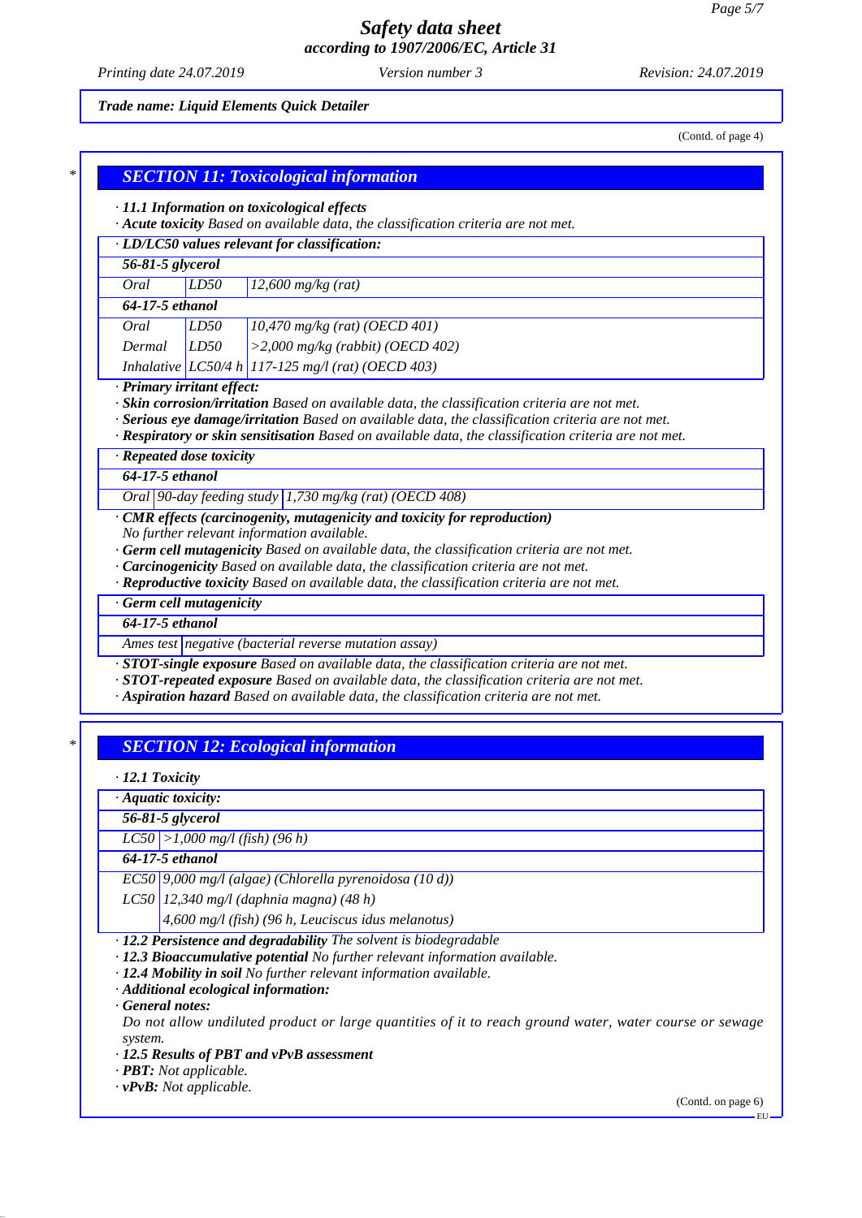*Trade name: Liquid Elements Quick Detailer*

(Contd. of page 4)

## SECTION 11: Toxicological information

· **11.1 Information on toxicological effects**
· **Acute toxicity** Based on available data, the classification criteria are not met.

· **LD/LC50 values relevant for classification:**

| | | |
|---|---|---|
| **56-81-5 glycerol** | | |
| Oral | LD50 | 12,600 mg/kg (rat) |
| **64-17-5 ethanol** | | |
| Oral | LD50 | 10,470 mg/kg (rat) (OECD 401) |
| Dermal | LD50 | >2,000 mg/kg (rabbit) (OECD 402) |
| Inhalative | LC50/4 h | 117-125 mg/l (rat) (OECD 403) |

· **Primary irritant effect:**
· **Skin corrosion/irritation** Based on available data, the classification criteria are not met.
· **Serious eye damage/irritation** Based on available data, the classification criteria are not met.
· **Respiratory or skin sensitisation** Based on available data, the classification criteria are not met.

· **Repeated dose toxicity**

| | | |
|---|---|---|
| **64-17-5 ethanol** | | |
| Oral | 90-day feeding study | 1,730 mg/kg (rat) (OECD 408) |

· **CMR effects (carcinogenity, mutagenicity and toxicity for reproduction)**
No further relevant information available.
· **Germ cell mutagenicity** Based on available data, the classification criteria are not met.
· **Carcinogenicity** Based on available data, the classification criteria are not met.
· **Reproductive toxicity** Based on available data, the classification criteria are not met.

· **Germ cell mutagenicity**

| | |
|---|---|
| **64-17-5 ethanol** | |
| Ames test | negative (bacterial reverse mutation assay) |

· **STOT-single exposure** Based on available data, the classification criteria are not met.
· **STOT-repeated exposure** Based on available data, the classification criteria are not met.
· **Aspiration hazard** Based on available data, the classification criteria are not met.

## SECTION 12: Ecological information

· **12.1 Toxicity**

· **Aquatic toxicity:**

| | |
|---|---|
| **56-81-5 glycerol** | |
| LC50 | >1,000 mg/l (fish) (96 h) |
| **64-17-5 ethanol** | |
| EC50 | 9,000 mg/l (algae) (Chlorella pyrenoidosa (10 d)) |
| LC50 | 12,340 mg/l (daphnia magna) (48 h) |
| | 4,600 mg/l (fish) (96 h, Leuciscus idus melanotus) |

· **12.2 Persistence and degradability** The solvent is biodegradable
· **12.3 Bioaccumulative potential** No further relevant information available.
· **12.4 Mobility in soil** No further relevant information available.
· **Additional ecological information:**
· **General notes:**
Do not allow undiluted product or large quantities of it to reach ground water, water course or sewage system.
· **12.5 Results of PBT and vPvB assessment**
· **PBT:** Not applicable.
· **vPvB:** Not applicable.

(Contd. on page 6)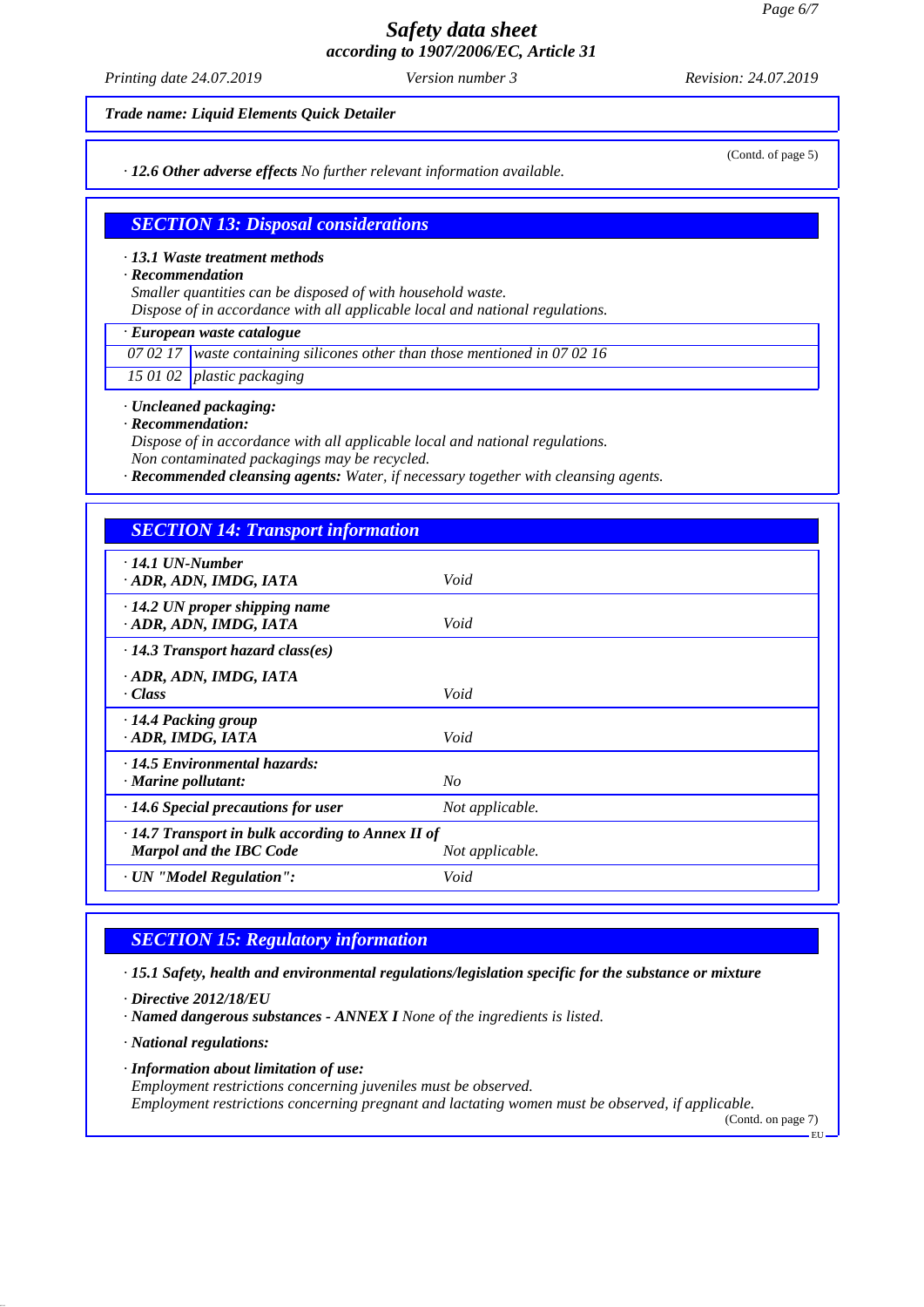*Trade name: Liquid Elements Quick Detailer*

(Contd. of page 5)

· **12.6 Other adverse effects** *No further relevant information available.*

## SECTION 13: Disposal considerations

· **13.1 Waste treatment methods**
· **Recommendation**
*Smaller quantities can be disposed of with household waste.*
*Dispose of in accordance with all applicable local and national regulations.*

| · European waste catalogue | |
|---|---|
| 07 02 17 | waste containing silicones other than those mentioned in 07 02 16 |
| 15 01 02 | plastic packaging |

· **Uncleaned packaging:**
· **Recommendation:**
*Dispose of in accordance with all applicable local and national regulations.*
*Non contaminated packagings may be recycled.*
· **Recommended cleansing agents:** *Water, if necessary together with cleansing agents.*

## SECTION 14: Transport information

| | |
|---|---|
| · **14.1 UN-Number**<br>· **ADR, ADN, IMDG, IATA** | Void |
| · **14.2 UN proper shipping name**<br>· **ADR, ADN, IMDG, IATA** | Void |
| · **14.3 Transport hazard class(es)**<br>· **ADR, ADN, IMDG, IATA**<br>· **Class** | Void |
| · **14.4 Packing group**<br>· **ADR, IMDG, IATA** | Void |
| · **14.5 Environmental hazards:**<br>· **Marine pollutant:** | No |
| · **14.6 Special precautions for user** | Not applicable. |
| · **14.7 Transport in bulk according to Annex II of Marpol and the IBC Code** | Not applicable. |
| · **UN "Model Regulation":** | Void |

## SECTION 15: Regulatory information

· **15.1 Safety, health and environmental regulations/legislation specific for the substance or mixture**

· **Directive 2012/18/EU**
· **Named dangerous substances - ANNEX I** *None of the ingredients is listed.*

· **National regulations:**

· **Information about limitation of use:**
*Employment restrictions concerning juveniles must be observed.*
*Employment restrictions concerning pregnant and lactating women must be observed, if applicable.*

(Contd. on page 7)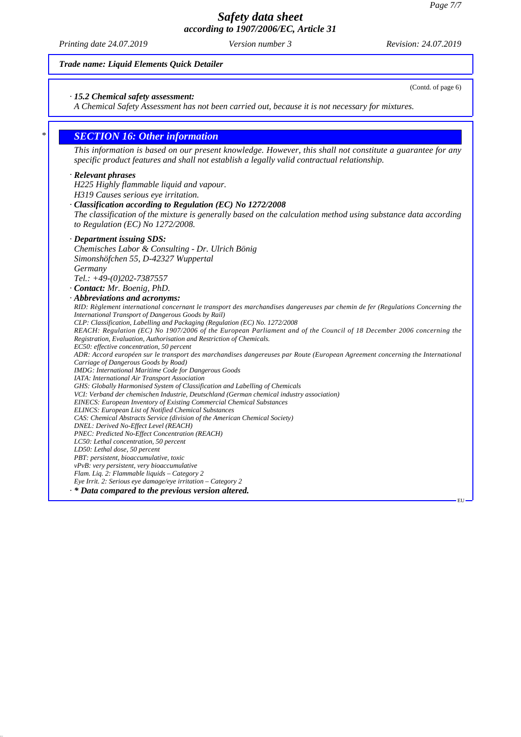*Trade name: Liquid Elements Quick Detailer*

(Contd. of page 6)

· ***15.2 Chemical safety assessment:***
*A Chemical Safety Assessment has not been carried out, because it is not necessary for mixtures.*

## * SECTION 16: Other information

*This information is based on our present knowledge. However, this shall not constitute a guarantee for any specific product features and shall not establish a legally valid contractual relationship.*

· ***Relevant phrases***
*H225 Highly flammable liquid and vapour.*
*H319 Causes serious eye irritation.*

· ***Classification according to Regulation (EC) No 1272/2008***
*The classification of the mixture is generally based on the calculation method using substance data according to Regulation (EC) No 1272/2008.*

· ***Department issuing SDS:***
*Chemisches Labor & Consulting - Dr. Ulrich Bönig*
*Simonshöfchen 55, D-42327 Wuppertal*
*Germany*
*Tel.: +49-(0)202-7387557*

· ***Contact:*** *Mr. Boenig, PhD.*

· ***Abbreviations and acronyms:***
*RID: Règlement international concernant le transport des marchandises dangereuses par chemin de fer (Regulations Concerning the International Transport of Dangerous Goods by Rail)*
*CLP: Classification, Labelling and Packaging (Regulation (EC) No. 1272/2008*
*REACH: Regulation (EC) No 1907/2006 of the European Parliament and of the Council of 18 December 2006 concerning the Registration, Evaluation, Authorisation and Restriction of Chemicals.*
*EC50: effective concentration, 50 percent*
*ADR: Accord européen sur le transport des marchandises dangereuses par Route (European Agreement concerning the International Carriage of Dangerous Goods by Road)*
*IMDG: International Maritime Code for Dangerous Goods*
*IATA: International Air Transport Association*
*GHS: Globally Harmonised System of Classification and Labelling of Chemicals*
*VCI: Verband der chemischen Industrie, Deutschland (German chemical industry association)*
*EINECS: European Inventory of Existing Commercial Chemical Substances*
*ELINCS: European List of Notified Chemical Substances*
*CAS: Chemical Abstracts Service (division of the American Chemical Society)*
*DNEL: Derived No-Effect Level (REACH)*
*PNEC: Predicted No-Effect Concentration (REACH)*
*LC50: Lethal concentration, 50 percent*
*LD50: Lethal dose, 50 percent*
*PBT: persistent, bioaccumulative, toxic*
*vPvB: very persistent, very bioaccumulative*
*Flam. Liq. 2: Flammable liquids – Category 2*
*Eye Irrit. 2: Serious eye damage/eye irritation – Category 2*

· ***\* Data compared to the previous version altered.***

EU